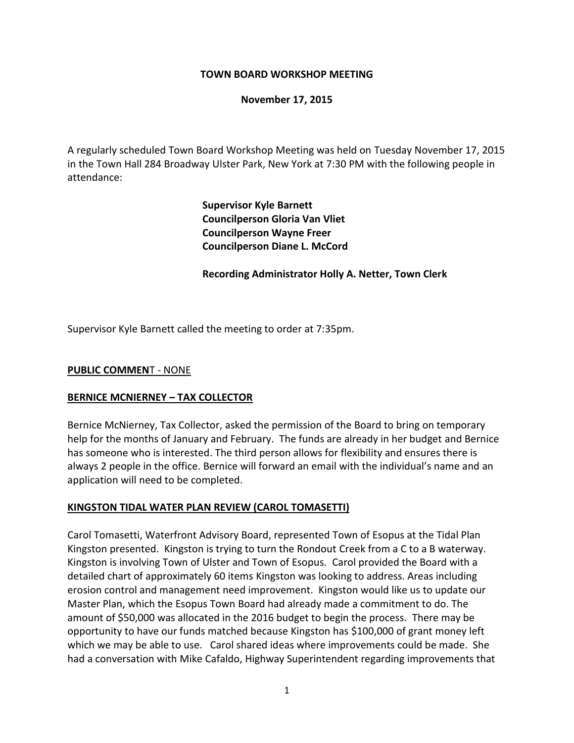**TOWN BOARD WORKSHOP MEETING**

**November 17, 2015**

A regularly scheduled Town Board Workshop Meeting was held on Tuesday November 17, 2015 in the Town Hall 284 Broadway Ulster Park, New York at 7:30 PM with the following people in attendance:

**Supervisor Kyle Barnett**
**Councilperson Gloria Van Vliet**
**Councilperson Wayne Freer**
**Councilperson Diane L. McCord**

**Recording Administrator Holly A. Netter, Town Clerk**

Supervisor Kyle Barnett called the meeting to order at 7:35pm.

**PUBLIC COMMENT** - NONE

**BERNICE MCNIERNEY – TAX COLLECTOR**

Bernice McNierney, Tax Collector, asked the permission of the Board to bring on temporary help for the months of January and February. The funds are already in her budget and Bernice has someone who is interested. The third person allows for flexibility and ensures there is always 2 people in the office. Bernice will forward an email with the individual's name and an application will need to be completed.

**KINGSTON TIDAL WATER PLAN REVIEW (CAROL TOMASETTI)**

Carol Tomasetti, Waterfront Advisory Board, represented Town of Esopus at the Tidal Plan Kingston presented. Kingston is trying to turn the Rondout Creek from a C to a B waterway. Kingston is involving Town of Ulster and Town of Esopus. Carol provided the Board with a detailed chart of approximately 60 items Kingston was looking to address. Areas including erosion control and management need improvement. Kingston would like us to update our Master Plan, which the Esopus Town Board had already made a commitment to do. The amount of $50,000 was allocated in the 2016 budget to begin the process. There may be opportunity to have our funds matched because Kingston has $100,000 of grant money left which we may be able to use. Carol shared ideas where improvements could be made. She had a conversation with Mike Cafaldo, Highway Superintendent regarding improvements that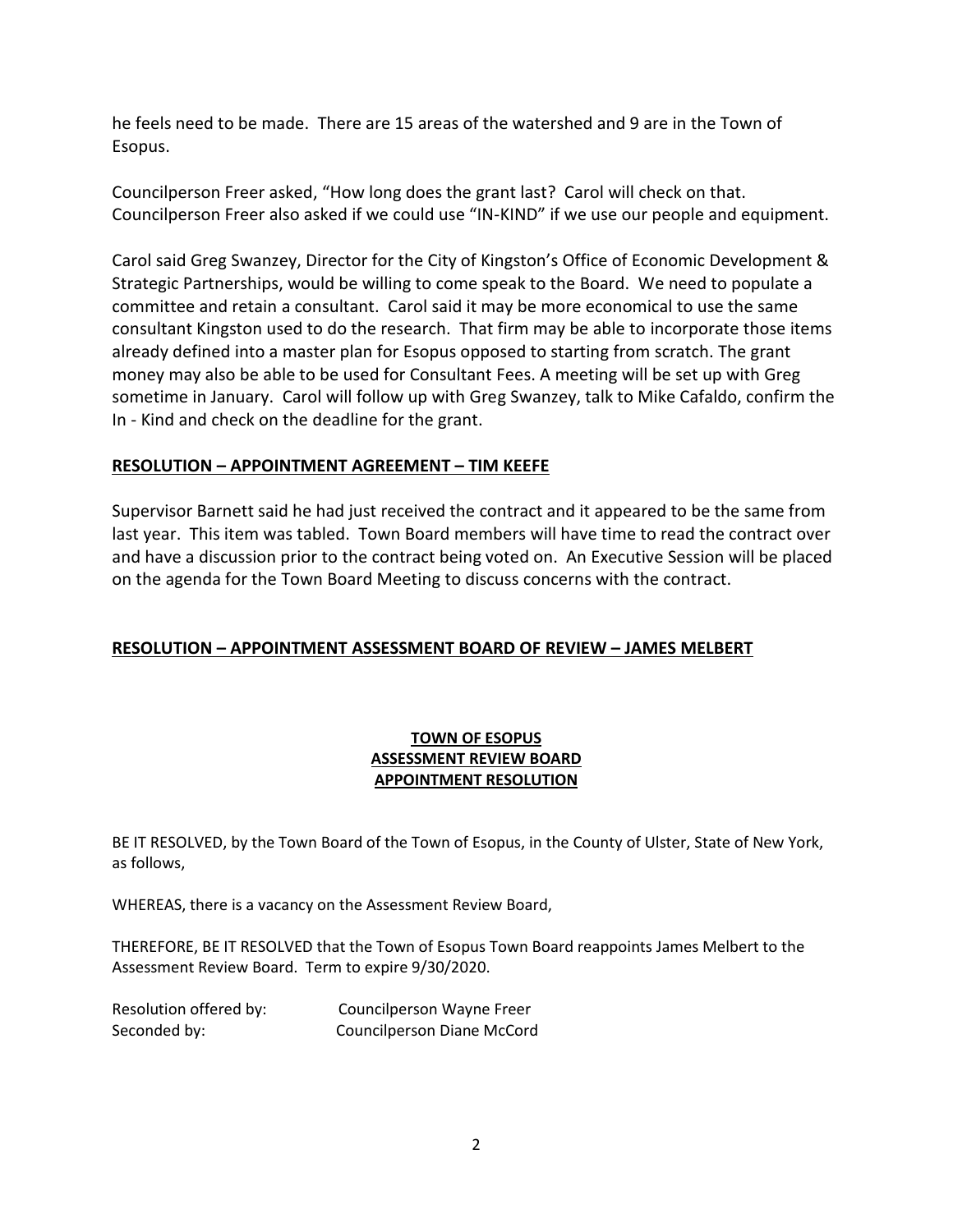he feels need to be made. There are 15 areas of the watershed and 9 are in the Town of Esopus.

Councilperson Freer asked, "How long does the grant last? Carol will check on that. Councilperson Freer also asked if we could use "IN-KIND" if we use our people and equipment.

Carol said Greg Swanzey, Director for the City of Kingston's Office of Economic Development & Strategic Partnerships, would be willing to come speak to the Board. We need to populate a committee and retain a consultant. Carol said it may be more economical to use the same consultant Kingston used to do the research. That firm may be able to incorporate those items already defined into a master plan for Esopus opposed to starting from scratch. The grant money may also be able to be used for Consultant Fees. A meeting will be set up with Greg sometime in January. Carol will follow up with Greg Swanzey, talk to Mike Cafaldo, confirm the In - Kind and check on the deadline for the grant.

**RESOLUTION – APPOINTMENT AGREEMENT – TIM KEEFE**

Supervisor Barnett said he had just received the contract and it appeared to be the same from last year. This item was tabled. Town Board members will have time to read the contract over and have a discussion prior to the contract being voted on. An Executive Session will be placed on the agenda for the Town Board Meeting to discuss concerns with the contract.

**RESOLUTION – APPOINTMENT ASSESSMENT BOARD OF REVIEW – JAMES MELBERT**

**TOWN OF ESOPUS**
**ASSESSMENT REVIEW BOARD**
**APPOINTMENT RESOLUTION**

BE IT RESOLVED, by the Town Board of the Town of Esopus, in the County of Ulster, State of New York, as follows,

WHEREAS, there is a vacancy on the Assessment Review Board,

THEREFORE, BE IT RESOLVED that the Town of Esopus Town Board reappoints James Melbert to the Assessment Review Board. Term to expire 9/30/2020.

Resolution offered by: Councilperson Wayne Freer
Seconded by: Councilperson Diane McCord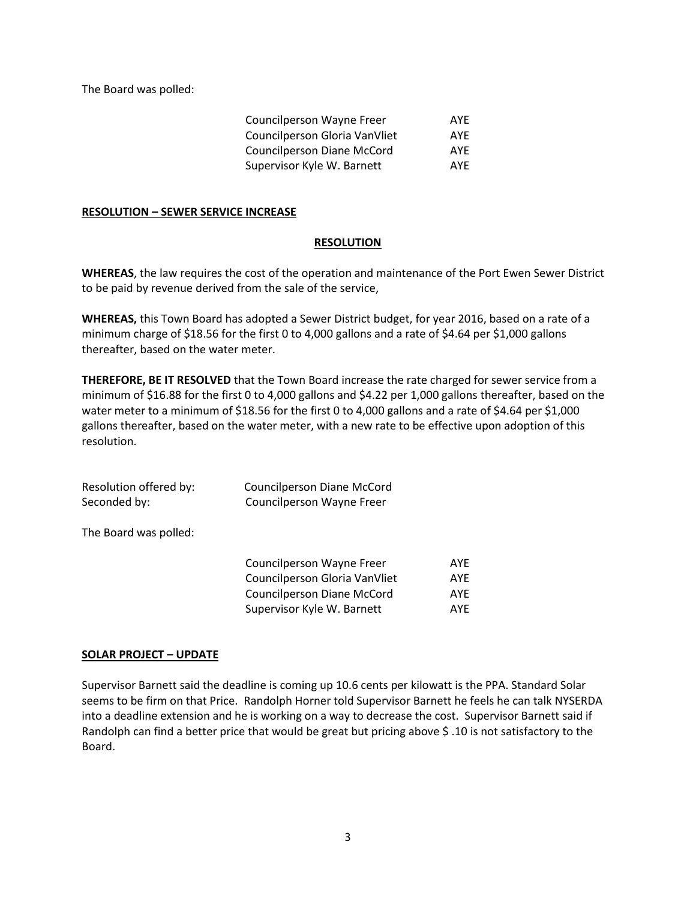The Board was polled:

| | |
|---|---|
| Councilperson Wayne Freer | AYE |
| Councilperson Gloria VanVliet | AYE |
| Councilperson Diane McCord | AYE |
| Supervisor Kyle W. Barnett | AYE |

**RESOLUTION – SEWER SERVICE INCREASE**

**RESOLUTION**

**WHEREAS**, the law requires the cost of the operation and maintenance of the Port Ewen Sewer District to be paid by revenue derived from the sale of the service,

**WHEREAS,** this Town Board has adopted a Sewer District budget, for year 2016, based on a rate of a minimum charge of $18.56 for the first 0 to 4,000 gallons and a rate of $4.64 per $1,000 gallons thereafter, based on the water meter.

**THEREFORE, BE IT RESOLVED** that the Town Board increase the rate charged for sewer service from a minimum of $16.88 for the first 0 to 4,000 gallons and $4.22 per 1,000 gallons thereafter, based on the water meter to a minimum of $18.56 for the first 0 to 4,000 gallons and a rate of $4.64 per $1,000 gallons thereafter, based on the water meter, with a new rate to be effective upon adoption of this resolution.

Resolution offered by: Councilperson Diane McCord
Seconded by: Councilperson Wayne Freer

The Board was polled:

| | |
|---|---|
| Councilperson Wayne Freer | AYE |
| Councilperson Gloria VanVliet | AYE |
| Councilperson Diane McCord | AYE |
| Supervisor Kyle W. Barnett | AYE |

**SOLAR PROJECT – UPDATE**

Supervisor Barnett said the deadline is coming up 10.6 cents per kilowatt is the PPA. Standard Solar seems to be firm on that Price. Randolph Horner told Supervisor Barnett he feels he can talk NYSERDA into a deadline extension and he is working on a way to decrease the cost. Supervisor Barnett said if Randolph can find a better price that would be great but pricing above $ .10 is not satisfactory to the Board.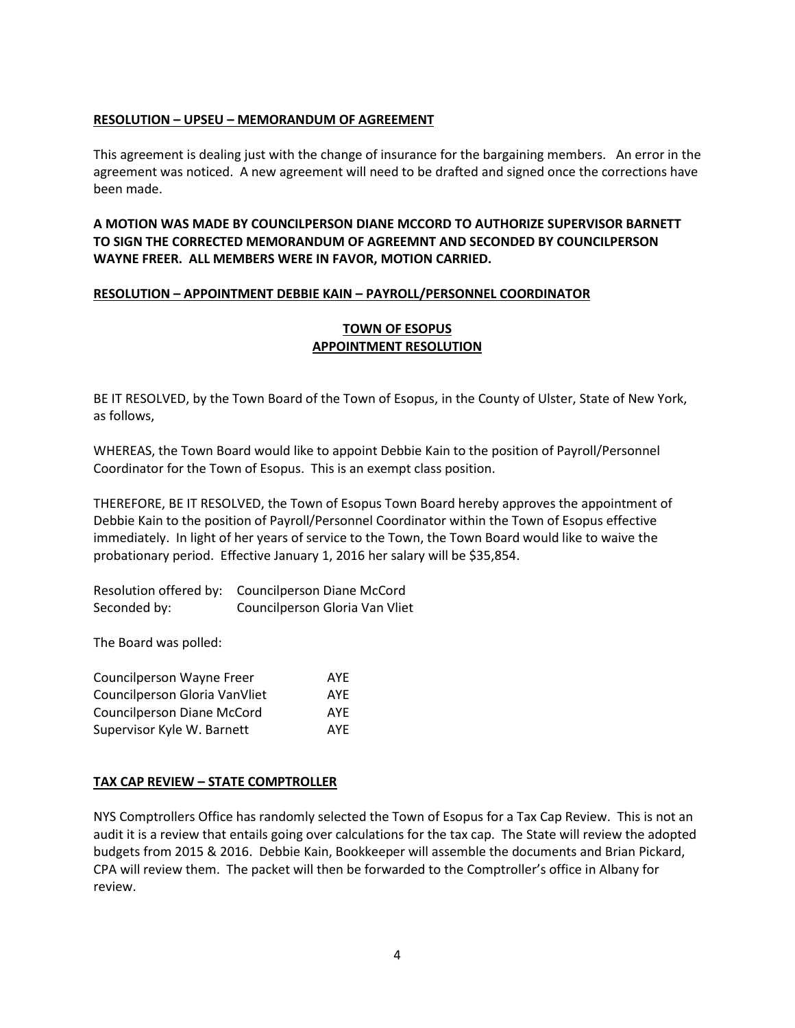**RESOLUTION – UPSEU – MEMORANDUM OF AGREEMENT**

This agreement is dealing just with the change of insurance for the bargaining members. An error in the agreement was noticed. A new agreement will need to be drafted and signed once the corrections have been made.

**A MOTION WAS MADE BY COUNCILPERSON DIANE MCCORD TO AUTHORIZE SUPERVISOR BARNETT TO SIGN THE CORRECTED MEMORANDUM OF AGREEMNT AND SECONDED BY COUNCILPERSON WAYNE FREER. ALL MEMBERS WERE IN FAVOR, MOTION CARRIED.**

**RESOLUTION – APPOINTMENT DEBBIE KAIN – PAYROLL/PERSONNEL COORDINATOR**

**TOWN OF ESOPUS**
**APPOINTMENT RESOLUTION**

BE IT RESOLVED, by the Town Board of the Town of Esopus, in the County of Ulster, State of New York, as follows,

WHEREAS, the Town Board would like to appoint Debbie Kain to the position of Payroll/Personnel Coordinator for the Town of Esopus. This is an exempt class position.

THEREFORE, BE IT RESOLVED, the Town of Esopus Town Board hereby approves the appointment of Debbie Kain to the position of Payroll/Personnel Coordinator within the Town of Esopus effective immediately. In light of her years of service to the Town, the Town Board would like to waive the probationary period. Effective January 1, 2016 her salary will be $35,854.

Resolution offered by: Councilperson Diane McCord
Seconded by: Councilperson Gloria Van Vliet

The Board was polled:

| | |
|---|---|
| Councilperson Wayne Freer | AYE |
| Councilperson Gloria VanVliet | AYE |
| Councilperson Diane McCord | AYE |
| Supervisor Kyle W. Barnett | AYE |

**TAX CAP REVIEW – STATE COMPTROLLER**

NYS Comptrollers Office has randomly selected the Town of Esopus for a Tax Cap Review. This is not an audit it is a review that entails going over calculations for the tax cap. The State will review the adopted budgets from 2015 & 2016. Debbie Kain, Bookkeeper will assemble the documents and Brian Pickard, CPA will review them. The packet will then be forwarded to the Comptroller's office in Albany for review.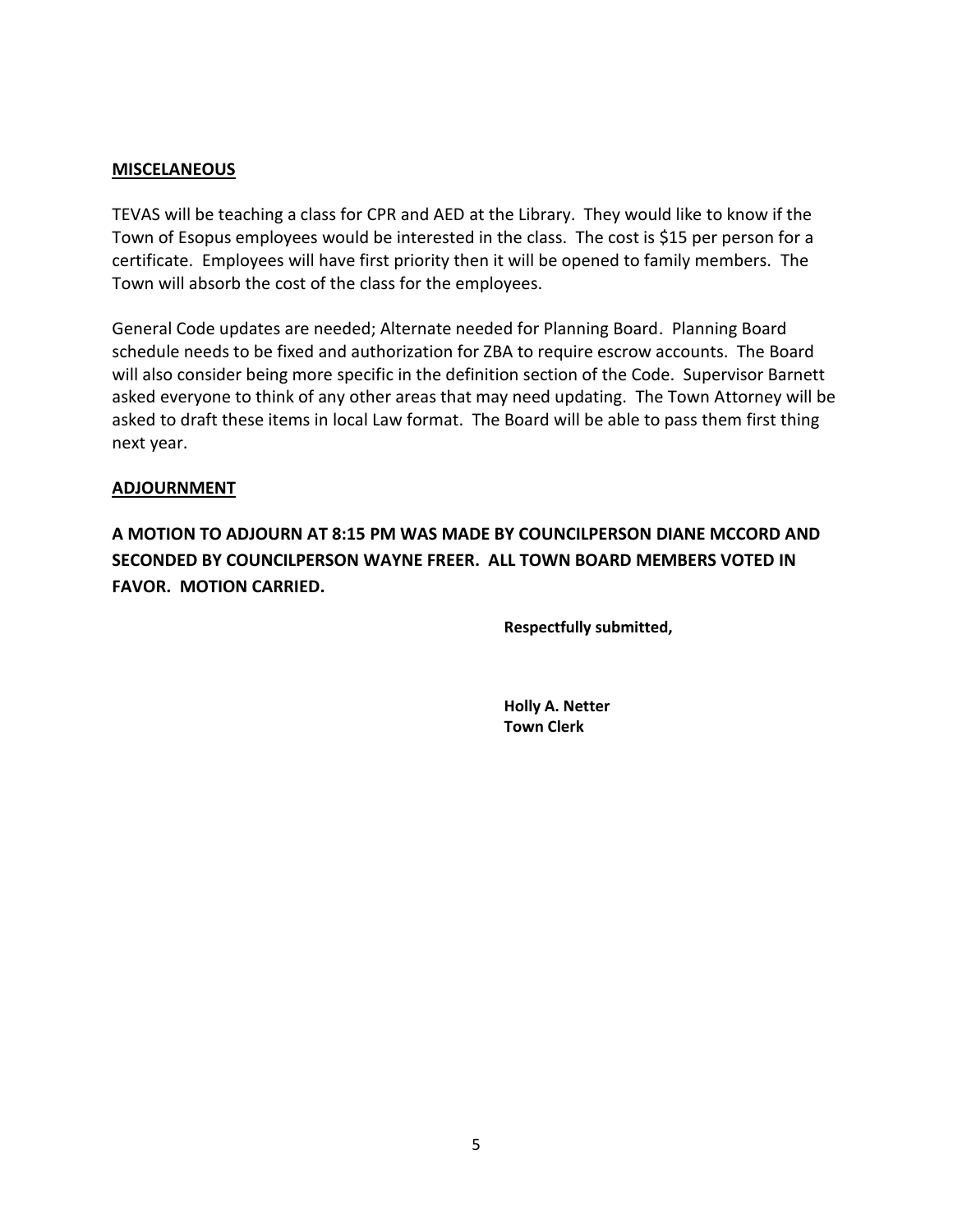**<u>MISCELANEOUS</u>**

TEVAS will be teaching a class for CPR and AED at the Library. They would like to know if the Town of Esopus employees would be interested in the class. The cost is $15 per person for a certificate. Employees will have first priority then it will be opened to family members. The Town will absorb the cost of the class for the employees.

General Code updates are needed; Alternate needed for Planning Board. Planning Board schedule needs to be fixed and authorization for ZBA to require escrow accounts. The Board will also consider being more specific in the definition section of the Code. Supervisor Barnett asked everyone to think of any other areas that may need updating. The Town Attorney will be asked to draft these items in local Law format. The Board will be able to pass them first thing next year.

**<u>ADJOURNMENT</u>**

**A MOTION TO ADJOURN AT 8:15 PM WAS MADE BY COUNCILPERSON DIANE MCCORD AND SECONDED BY COUNCILPERSON WAYNE FREER. ALL TOWN BOARD MEMBERS VOTED IN FAVOR. MOTION CARRIED.**

**Respectfully submitted,**

**Holly A. Netter**
**Town Clerk**